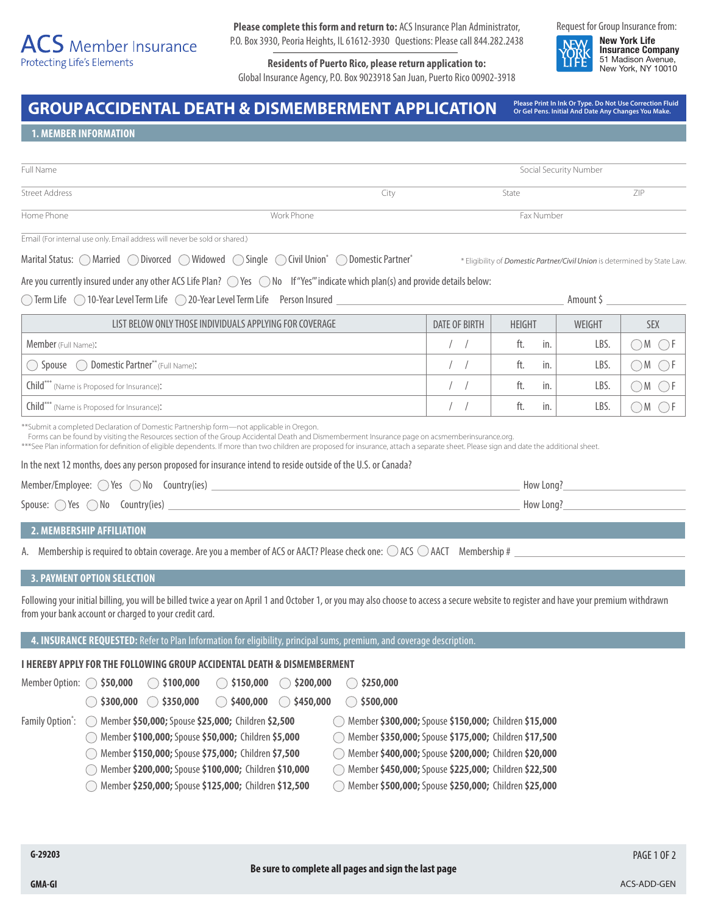ACS Member Insurance
Protecting Life's Elements

**Please complete this form and return to:** ACS Insurance Plan Administrator, P.O. Box 3930, Peoria Heights, IL 61612-3930 Questions: Please call 844.282.2438

**Residents of Puerto Rico, please return application to:**
Global Insurance Agency, P.O. Box 9023918 San Juan, Puerto Rico 00902-3918

Request for Group Insurance from:
**New York Life Insurance Company**
51 Madison Avenue, New York, NY 10010

# GROUP ACCIDENTAL DEATH & DISMEMBERMENT APPLICATION

**Please Print In Ink Or Type. Do Not Use Correction Fluid Or Gel Pens. Initial And Date Any Changes You Make.**

## 1. MEMBER INFORMATION

Full Name ____________ Social Security Number ____________

Street Address ____________ City ____________ State ____________ ZIP ____________

Home Phone ____________ Work Phone ____________ Fax Number ____________

Email (For internal use only. Email address will never be sold or shared.) ____________

Marital Status: ◯ Married ◯ Divorced ◯ Widowed ◯ Single ◯ Civil Union* ◯ Domestic Partner*

\* Eligibility of *Domestic Partner/Civil Union* is determined by State Law.

Are you currently insured under any other ACS Life Plan? ◯ Yes ◯ No If "Yes" indicate which plan(s) and provide details below:

◯ Term Life ◯ 10-Year Level Term Life ◯ 20-Year Level Term Life Person Insured ____________ Amount $ ____________

| LIST BELOW ONLY THOSE INDIVIDUALS APPLYING FOR COVERAGE | DATE OF BIRTH | HEIGHT | WEIGHT | SEX |
|---|---|---|---|---|
| Member (Full Name): | / / | ft. in. | LBS. | ◯M ◯F |
| ◯ Spouse ◯ Domestic Partner** (Full Name): | / / | ft. in. | LBS. | ◯M ◯F |
| Child*** (Name is Proposed for Insurance): | / / | ft. in. | LBS. | ◯M ◯F |
| Child*** (Name is Proposed for Insurance): | / / | ft. in. | LBS. | ◯M ◯F |

\*\*Submit a completed Declaration of Domestic Partnership form—not applicable in Oregon.
Forms can be found by visiting the Resources section of the Group Accidental Death and Dismemberment Insurance page on acsmemberinsurance.org.
\*\*\*See Plan information for definition of eligible dependents. If more than two children are proposed for insurance, attach a separate sheet. Please sign and date the additional sheet.

In the next 12 months, does any person proposed for insurance intend to reside outside of the U.S. or Canada?

Member/Employee: ◯ Yes ◯ No Country(ies) ____________ How Long? ____________

Spouse: ◯ Yes ◯ No Country(ies) ____________ How Long? ____________

## 2. MEMBERSHIP AFFILIATION

A. Membership is required to obtain coverage. Are you a member of ACS or AACT? Please check one: ◯ ACS ◯ AACT Membership # ____________

## 3. PAYMENT OPTION SELECTION

Following your initial billing, you will be billed twice a year on April 1 and October 1, or you may also choose to access a secure website to register and have your premium withdrawn from your bank account or charged to your credit card.

## 4. INSURANCE REQUESTED: Refer to Plan Information for eligibility, principal sums, premium, and coverage description.

**I HEREBY APPLY FOR THE FOLLOWING GROUP ACCIDENTAL DEATH & DISMEMBERMENT**

Member Option: ◯ **$50,000** ◯ **$100,000** ◯ **$150,000** ◯ **$200,000** ◯ **$250,000**
◯ **$300,000** ◯ **$350,000** ◯ **$400,000** ◯ **$450,000** ◯ **$500,000**

Family Option*:
- ◯ Member **$50,000;** Spouse **$25,000;** Children **$2,500**
- ◯ Member **$100,000;** Spouse **$50,000;** Children **$5,000**
- ◯ Member **$150,000;** Spouse **$75,000;** Children **$7,500**
- ◯ Member **$200,000;** Spouse **$100,000;** Children **$10,000**
- ◯ Member **$250,000;** Spouse **$125,000;** Children **$12,500**
- ◯ Member **$300,000;** Spouse **$150,000;** Children **$15,000**
- ◯ Member **$350,000;** Spouse **$175,000;** Children **$17,500**
- ◯ Member **$400,000;** Spouse **$200,000;** Children **$20,000**
- ◯ Member **$450,000;** Spouse **$225,000;** Children **$22,500**
- ◯ Member **$500,000;** Spouse **$250,000;** Children **$25,000**

G-29203
GMA-GI
**Be sure to complete all pages and sign the last page**
ACS-ADD-GEN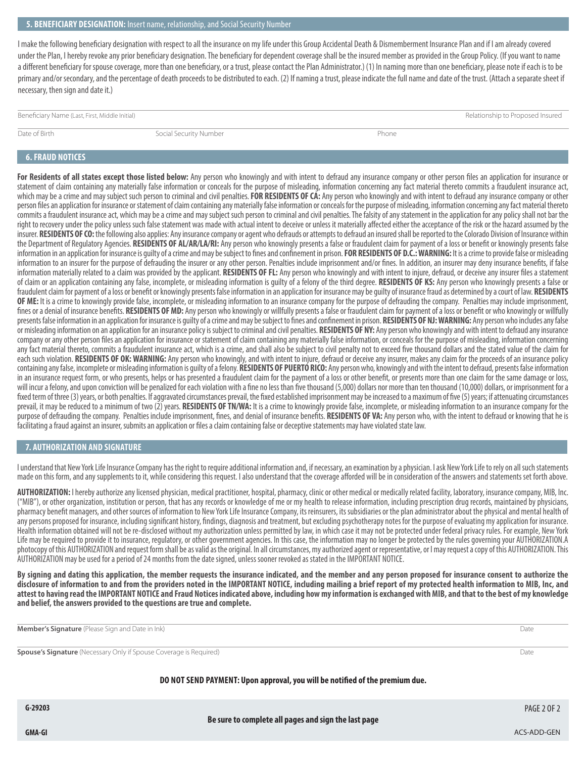## 5. BENEFICIARY DESIGNATION: Insert name, relationship, and Social Security Number

I make the following beneficiary designation with respect to all the insurance on my life under this Group Accidental Death & Dismemberment Insurance Plan and if I am already covered under the Plan, I hereby revoke any prior beneficiary designation. The beneficiary for dependent coverage shall be the insured member as provided in the Group Policy. (If you want to name a different beneficiary for spouse coverage, more than one beneficiary, or a trust, please contact the Plan Administrator.) (1) In naming more than one beneficiary, please note if each is to be primary and/or secondary, and the percentage of death proceeds to be distributed to each. (2) If naming a trust, please indicate the full name and date of the trust. (Attach a separate sheet if necessary, then sign and date it.)

Beneficiary Name (Last, First, Middle Initial) Relationship to Proposed Insured

Date of Birth Social Security Number Phone

## 6. FRAUD NOTICES

**For Residents of all states except those listed below:** Any person who knowingly and with intent to defraud any insurance company or other person files an application for insurance or statement of claim containing any materially false information or conceals for the purpose of misleading, information concerning any fact material thereto commits a fraudulent insurance act, which may be a crime and may subject such person to criminal and civil penalties. **FOR RESIDENTS OF CA:** Any person who knowingly and with intent to defraud any insurance company or other person files an application for insurance or statement of claim containing any materially false information or conceals for the purpose of misleading, information concerning any fact material thereto commits a fraudulent insurance act, which may be a crime and may subject such person to criminal and civil penalties. The falsity of any statement in the application for any policy shall not bar the right to recovery under the policy unless such false statement was made with actual intent to deceive or unless it materially affected either the acceptance of the risk or the hazard assumed by the insurer. **RESIDENTS OF CO:** the following also applies: Any insurance company or agent who defrauds or attempts to defraud an insured shall be reported to the Colorado Division of Insurance within the Department of Regulatory Agencies. **RESIDENTS OF AL/AR/LA/RI:** Any person who knowingly presents a false or fraudulent claim for payment of a loss or benefit or knowingly presents false information in an application for insurance is guilty of a crime and may be subject to fines and confinement in prison. **FOR RESIDENTS OF D.C.: WARNING:** It is a crime to provide false or misleading information to an insurer for the purpose of defrauding the insurer or any other person. Penalties include imprisonment and/or fines. In addition, an insurer may deny insurance benefits, if false information materially related to a claim was provided by the applicant. **RESIDENTS OF FL:** Any person who knowingly and with intent to injure, defraud, or deceive any insurer files a statement of claim or an application containing any false, incomplete, or misleading information is guilty of a felony of the third degree. **RESIDENTS OF KS:** Any person who knowingly presents a false or fraudulent claim for payment of a loss or benefit or knowingly presents false information in an application for insurance may be guilty of insurance fraud as determined by a court of law. **RESIDENTS OF ME:** It is a crime to knowingly provide false, incomplete, or misleading information to an insurance company for the purpose of defrauding the company. Penalties may include imprisonment, fines or a denial of insurance benefits. **RESIDENTS OF MD:** Any person who knowingly or willfully presents a false or fraudulent claim for payment of a loss or benefit or who knowingly or willfully presents false information in an application for insurance is guilty of a crime and may be subject to fines and confinement in prison. **RESIDENTS OF NJ: WARNING:** Any person who includes any false or misleading information on an application for an insurance policy is subject to criminal and civil penalties. **RESIDENTS OF NY:** Any person who knowingly and with intent to defraud any insurance company or any other person files an application for insurance or statement of claim containing any materially false information, or conceals for the purpose of misleading, information concerning any fact material thereto, commits a fraudulent insurance act, which is a crime, and shall also be subject to civil penalty not to exceed five thousand dollars and the stated value of the claim for each such violation. **RESIDENTS OF OK: WARNING:** Any person who knowingly, and with intent to injure, defraud or deceive any insurer, makes any claim for the proceeds of an insurance policy containing any false, incomplete or misleading information is guilty of a felony. **RESIDENTS OF PUERTO RICO:** Any person who, knowingly and with the intent to defraud, presents false information in an insurance request form, or who presents, helps or has presented a fraudulent claim for the payment of a loss or other benefit, or presents more than one claim for the same damage or loss, will incur a felony, and upon conviction will be penalized for each violation with a fine no less than five thousand (5,000) dollars nor more than ten thousand (10,000) dollars, or imprisonment for a fixed term of three (3) years, or both penalties. If aggravated circumstances prevail, the fixed established imprisonment may be increased to a maximum of five (5) years; if attenuating circumstances prevail, it may be reduced to a minimum of two (2) years. **RESIDENTS OF TN/WA:** It is a crime to knowingly provide false, incomplete, or misleading information to an insurance company for the purpose of defrauding the company. Penalties include imprisonment, fines, and denial of insurance benefits. **RESIDENTS OF VA:** Any person who, with the intent to defraud or knowing that he is facilitating a fraud against an insurer, submits an application or files a claim containing false or deceptive statements may have violated state law.

## 7. AUTHORIZATION AND SIGNATURE

I understand that New York Life Insurance Company has the right to require additional information and, if necessary, an examination by a physician. I ask New York Life to rely on all such statements made on this form, and any supplements to it, while considering this request. I also understand that the coverage afforded will be in consideration of the answers and statements set forth above.

**AUTHORIZATION:** I hereby authorize any licensed physician, medical practitioner, hospital, pharmacy, clinic or other medical or medically related facility, laboratory, insurance company, MIB, Inc. ("MIB"), or other organization, institution or person, that has any records or knowledge of me or my health to release information, including prescription drug records, maintained by physicians, pharmacy benefit managers, and other sources of information to New York Life Insurance Company, its reinsurers, its subsidiaries or the plan administrator about the physical and mental health of any persons proposed for insurance, including significant history, findings, diagnosis and treatment, but excluding psychotherapy notes for the purpose of evaluating my application for insurance. Health information obtained will not be re-disclosed without my authorization unless permitted by law, in which case it may not be protected under federal privacy rules. For example, New York Life may be required to provide it to insurance, regulatory, or other government agencies. In this case, the information may no longer be protected by the rules governing your AUTHORIZATION.A photocopy of this AUTHORIZATION and request form shall be as valid as the original. In all circumstances, my authorized agent or representative, or I may request a copy of this AUTHORIZATION. This AUTHORIZATION may be used for a period of 24 months from the date signed, unless sooner revoked as stated in the IMPORTANT NOTICE.

**By signing and dating this application, the member requests the insurance indicated, and the member and any person proposed for insurance consent to authorize the disclosure of information to and from the providers noted in the IMPORTANT NOTICE, including mailing a brief report of my protected health information to MIB, Inc, and attest to having read the IMPORTANT NOTICE and Fraud Notices indicated above, including how my information is exchanged with MIB, and that to the best of my knowledge and belief, the answers provided to the questions are true and complete.**

**Member's Signature** (Please Sign and Date in Ink) Date

**Spouse's Signature** (Necessary Only if Spouse Coverage is Required) Date

**DO NOT SEND PAYMENT: Upon approval, you will be notified of the premium due.**

G-29203

**Be sure to complete all pages and sign the last page**

GMA-GI ACS-ADD-GEN